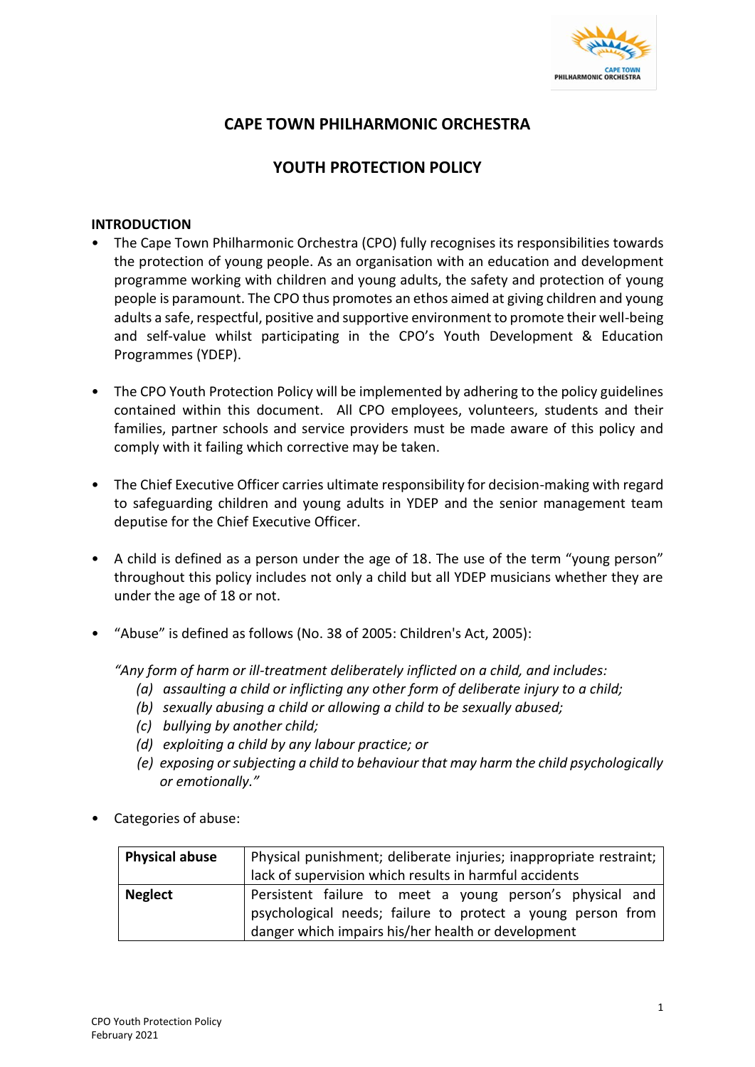# CAPE TOWN PHILHARMONIC ORCHESTRA

## YOUTH PROTECTION POLICY

### INTRODUCTION

- The Cape Town Philharmonic Orchestra (CPO) fully recognises its responsibilities towards the protection of young people. As an organisation with an education and development programme working with children and young adults, the safety and protection of young people is paramount. The CPO thus promotes an ethos aimed at giving children and young adults a safe, respectful, positive and supportive environment to promote their well-being and self-value whilst participating in the CPO's Youth Development & Education Programmes (YDEP).

- The CPO Youth Protection Policy will be implemented by adhering to the policy guidelines contained within this document. All CPO employees, volunteers, students and their families, partner schools and service providers must be made aware of this policy and comply with it failing which corrective may be taken.

- The Chief Executive Officer carries ultimate responsibility for decision-making with regard to safeguarding children and young adults in YDEP and the senior management team deputise for the Chief Executive Officer.

- A child is defined as a person under the age of 18. The use of the term "young person" throughout this policy includes not only a child but all YDEP musicians whether they are under the age of 18 or not.

- "Abuse" is defined as follows (No. 38 of 2005: Children's Act, 2005):

  *"Any form of harm or ill-treatment deliberately inflicted on a child, and includes:*
  - *(a) assaulting a child or inflicting any other form of deliberate injury to a child;*
  - *(b) sexually abusing a child or allowing a child to be sexually abused;*
  - *(c) bullying by another child;*
  - *(d) exploiting a child by any labour practice; or*
  - *(e) exposing or subjecting a child to behaviour that may harm the child psychologically or emotionally."*

- Categories of abuse:

| | |
|---|---|
| **Physical abuse** | Physical punishment; deliberate injuries; inappropriate restraint; lack of supervision which results in harmful accidents |
| **Neglect** | Persistent failure to meet a young person's physical and psychological needs; failure to protect a young person from danger which impairs his/her health or development |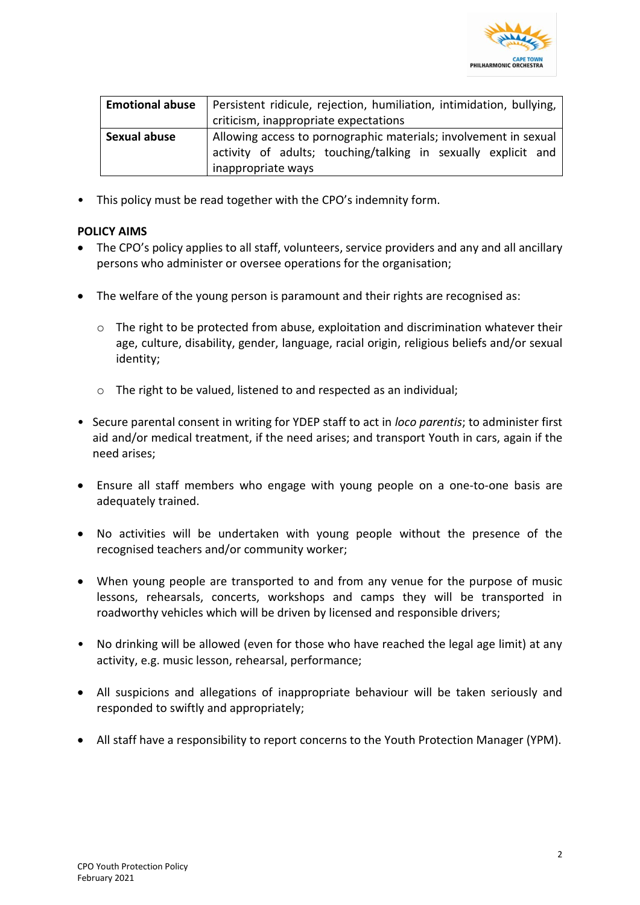| Emotional abuse | Persistent ridicule, rejection, humiliation, intimidation, bullying, criticism, inappropriate expectations |
| --- | --- |
| Sexual abuse | Allowing access to pornographic materials; involvement in sexual activity of adults; touching/talking in sexually explicit and inappropriate ways |

- This policy must be read together with the CPO's indemnity form.

**POLICY AIMS**

- The CPO's policy applies to all staff, volunteers, service providers and any and all ancillary persons who administer or oversee operations for the organisation;
- The welfare of the young person is paramount and their rights are recognised as:
    - The right to be protected from abuse, exploitation and discrimination whatever their age, culture, disability, gender, language, racial origin, religious beliefs and/or sexual identity;
    - The right to be valued, listened to and respected as an individual;
- Secure parental consent in writing for YDEP staff to act in *loco parentis*; to administer first aid and/or medical treatment, if the need arises; and transport Youth in cars, again if the need arises;
- Ensure all staff members who engage with young people on a one-to-one basis are adequately trained.
- No activities will be undertaken with young people without the presence of the recognised teachers and/or community worker;
- When young people are transported to and from any venue for the purpose of music lessons, rehearsals, concerts, workshops and camps they will be transported in roadworthy vehicles which will be driven by licensed and responsible drivers;
- No drinking will be allowed (even for those who have reached the legal age limit) at any activity, e.g. music lesson, rehearsal, performance;
- All suspicions and allegations of inappropriate behaviour will be taken seriously and responded to swiftly and appropriately;
- All staff have a responsibility to report concerns to the Youth Protection Manager (YPM).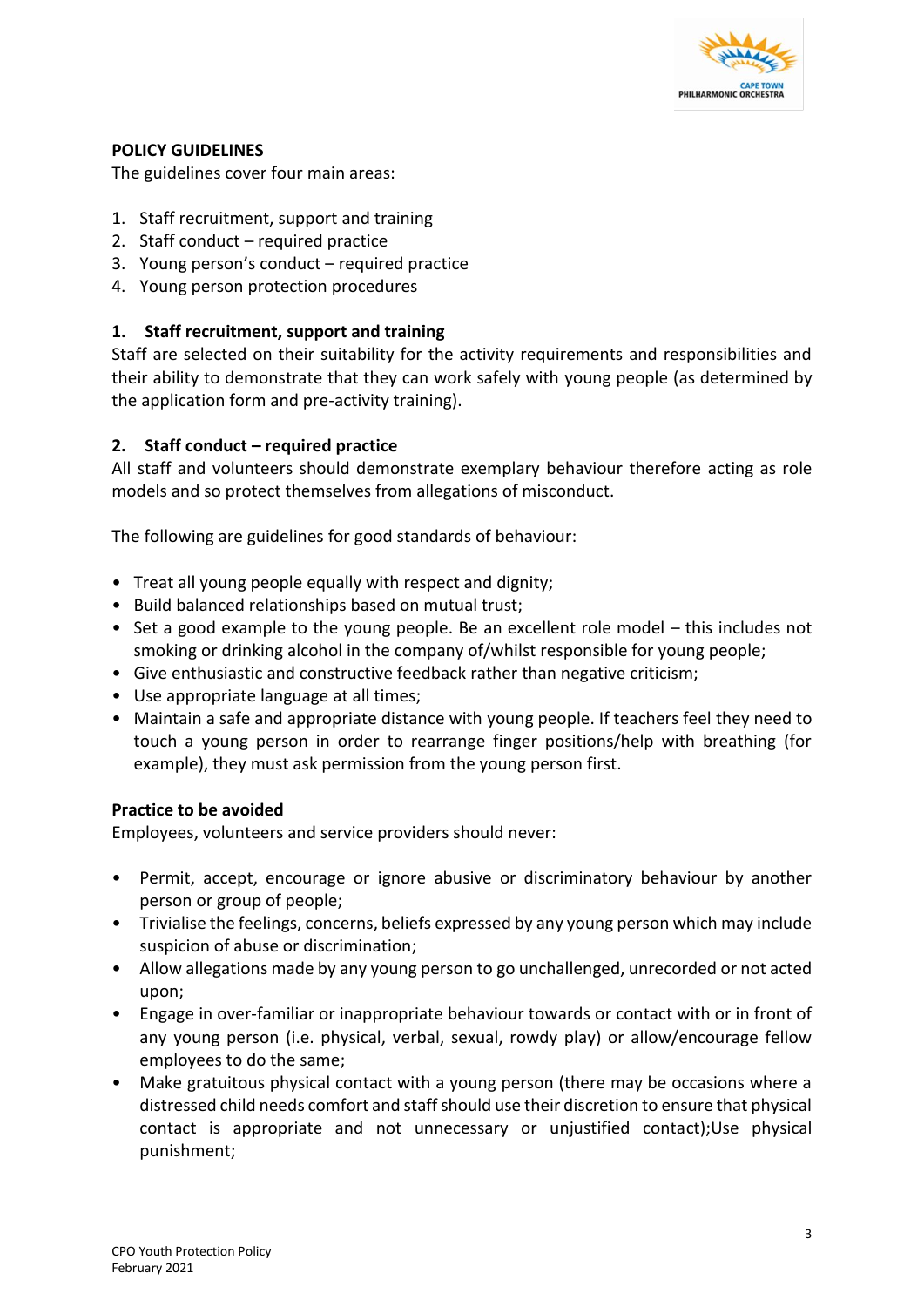**POLICY GUIDELINES**

The guidelines cover four main areas:

1. Staff recruitment, support and training
2. Staff conduct – required practice
3. Young person's conduct – required practice
4. Young person protection procedures

## 1. Staff recruitment, support and training

Staff are selected on their suitability for the activity requirements and responsibilities and their ability to demonstrate that they can work safely with young people (as determined by the application form and pre-activity training).

## 2. Staff conduct – required practice

All staff and volunteers should demonstrate exemplary behaviour therefore acting as role models and so protect themselves from allegations of misconduct.

The following are guidelines for good standards of behaviour:

- Treat all young people equally with respect and dignity;
- Build balanced relationships based on mutual trust;
- Set a good example to the young people. Be an excellent role model – this includes not smoking or drinking alcohol in the company of/whilst responsible for young people;
- Give enthusiastic and constructive feedback rather than negative criticism;
- Use appropriate language at all times;
- Maintain a safe and appropriate distance with young people. If teachers feel they need to touch a young person in order to rearrange finger positions/help with breathing (for example), they must ask permission from the young person first.

**Practice to be avoided**

Employees, volunteers and service providers should never:

- Permit, accept, encourage or ignore abusive or discriminatory behaviour by another person or group of people;
- Trivialise the feelings, concerns, beliefs expressed by any young person which may include suspicion of abuse or discrimination;
- Allow allegations made by any young person to go unchallenged, unrecorded or not acted upon;
- Engage in over-familiar or inappropriate behaviour towards or contact with or in front of any young person (i.e. physical, verbal, sexual, rowdy play) or allow/encourage fellow employees to do the same;
- Make gratuitous physical contact with a young person (there may be occasions where a distressed child needs comfort and staff should use their discretion to ensure that physical contact is appropriate and not unnecessary or unjustified contact);Use physical punishment;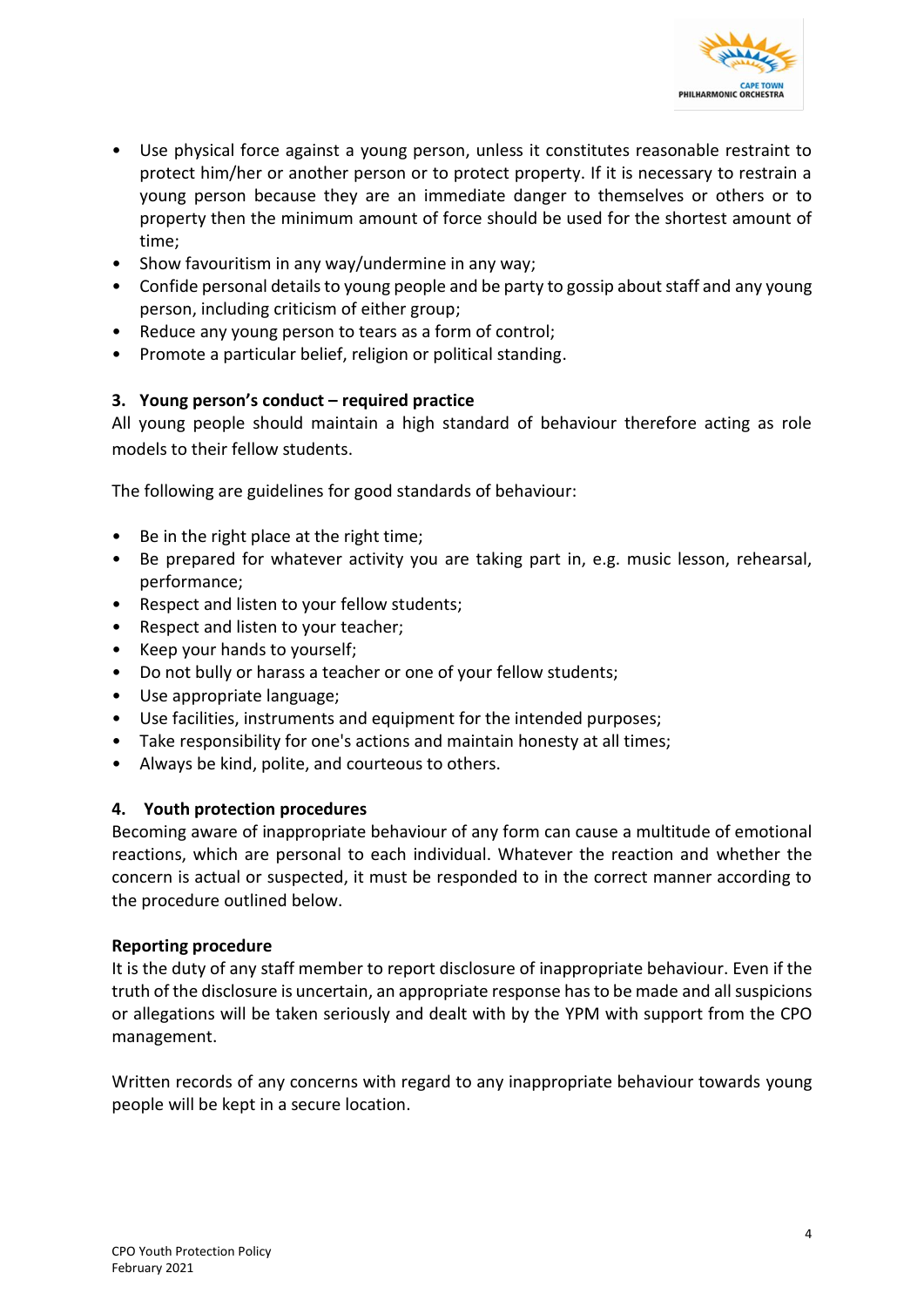- Use physical force against a young person, unless it constitutes reasonable restraint to protect him/her or another person or to protect property. If it is necessary to restrain a young person because they are an immediate danger to themselves or others or to property then the minimum amount of force should be used for the shortest amount of time;
- Show favouritism in any way/undermine in any way;
- Confide personal details to young people and be party to gossip about staff and any young person, including criticism of either group;
- Reduce any young person to tears as a form of control;
- Promote a particular belief, religion or political standing.

### 3. Young person's conduct – required practice

All young people should maintain a high standard of behaviour therefore acting as role models to their fellow students.

The following are guidelines for good standards of behaviour:

- Be in the right place at the right time;
- Be prepared for whatever activity you are taking part in, e.g. music lesson, rehearsal, performance;
- Respect and listen to your fellow students;
- Respect and listen to your teacher;
- Keep your hands to yourself;
- Do not bully or harass a teacher or one of your fellow students;
- Use appropriate language;
- Use facilities, instruments and equipment for the intended purposes;
- Take responsibility for one's actions and maintain honesty at all times;
- Always be kind, polite, and courteous to others.

### 4. Youth protection procedures

Becoming aware of inappropriate behaviour of any form can cause a multitude of emotional reactions, which are personal to each individual. Whatever the reaction and whether the concern is actual or suspected, it must be responded to in the correct manner according to the procedure outlined below.

**Reporting procedure**

It is the duty of any staff member to report disclosure of inappropriate behaviour. Even if the truth of the disclosure is uncertain, an appropriate response has to be made and all suspicions or allegations will be taken seriously and dealt with by the YPM with support from the CPO management.

Written records of any concerns with regard to any inappropriate behaviour towards young people will be kept in a secure location.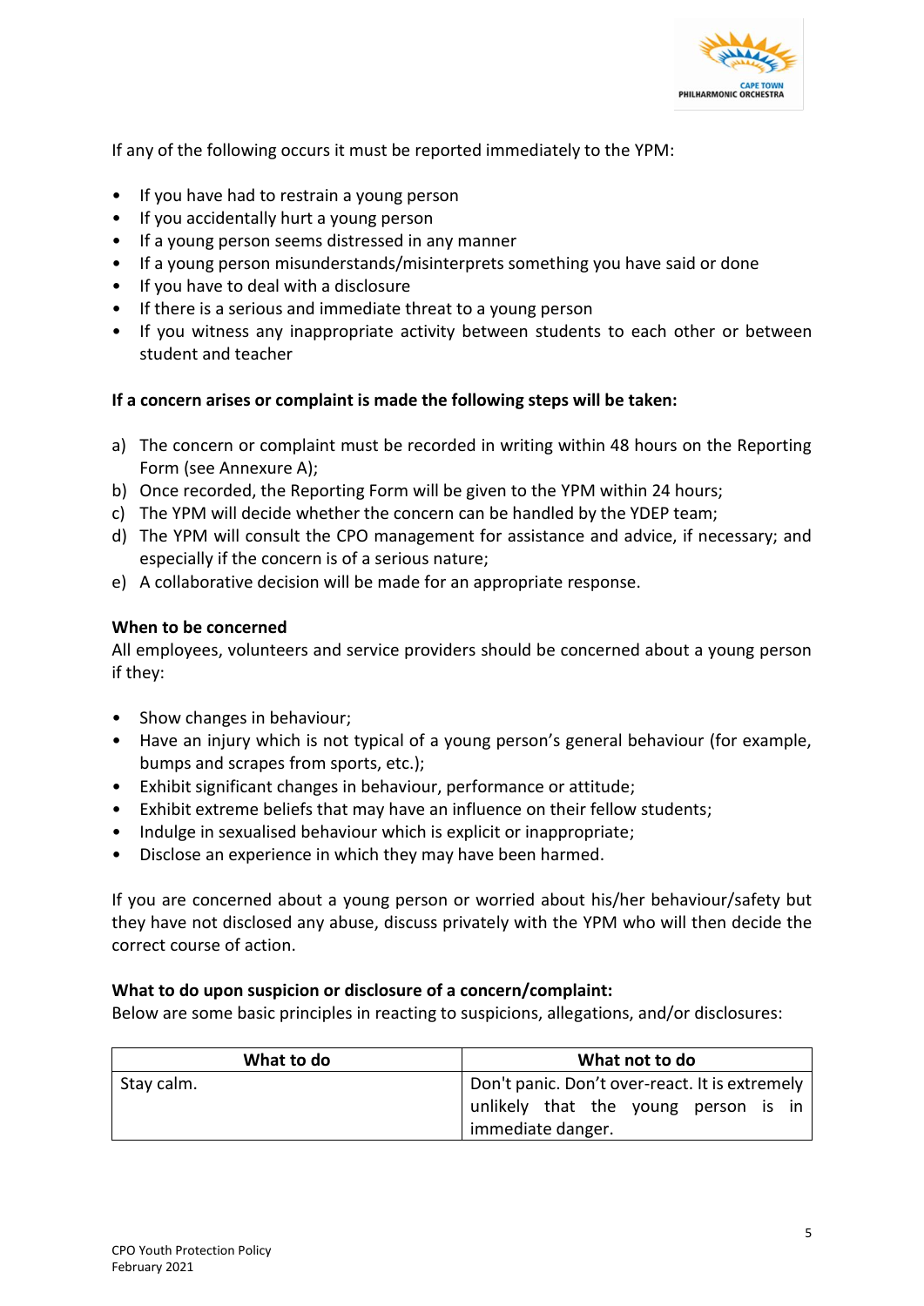If any of the following occurs it must be reported immediately to the YPM:

- If you have had to restrain a young person
- If you accidentally hurt a young person
- If a young person seems distressed in any manner
- If a young person misunderstands/misinterprets something you have said or done
- If you have to deal with a disclosure
- If there is a serious and immediate threat to a young person
- If you witness any inappropriate activity between students to each other or between student and teacher

**If a concern arises or complaint is made the following steps will be taken:**

a) The concern or complaint must be recorded in writing within 48 hours on the Reporting Form (see Annexure A);
b) Once recorded, the Reporting Form will be given to the YPM within 24 hours;
c) The YPM will decide whether the concern can be handled by the YDEP team;
d) The YPM will consult the CPO management for assistance and advice, if necessary; and especially if the concern is of a serious nature;
e) A collaborative decision will be made for an appropriate response.

**When to be concerned**
All employees, volunteers and service providers should be concerned about a young person if they:

- Show changes in behaviour;
- Have an injury which is not typical of a young person's general behaviour (for example, bumps and scrapes from sports, etc.);
- Exhibit significant changes in behaviour, performance or attitude;
- Exhibit extreme beliefs that may have an influence on their fellow students;
- Indulge in sexualised behaviour which is explicit or inappropriate;
- Disclose an experience in which they may have been harmed.

If you are concerned about a young person or worried about his/her behaviour/safety but they have not disclosed any abuse, discuss privately with the YPM who will then decide the correct course of action.

**What to do upon suspicion or disclosure of a concern/complaint:**
Below are some basic principles in reacting to suspicions, allegations, and/or disclosures:

| What to do | What not to do |
|---|---|
| Stay calm. | Don't panic. Don't over-react. It is extremely unlikely that the young person is in immediate danger. |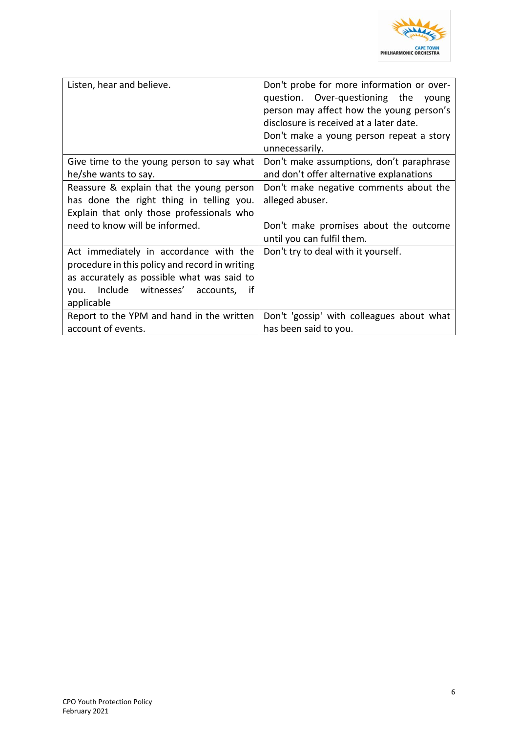| | |
|---|---|
| Listen, hear and believe. | Don't probe for more information or over-question. Over-questioning the young person may affect how the young person's disclosure is received at a later date.<br>Don't make a young person repeat a story unnecessarily. |
| Give time to the young person to say what he/she wants to say. | Don't make assumptions, don't paraphrase and don't offer alternative explanations |
| Reassure & explain that the young person has done the right thing in telling you. Explain that only those professionals who need to know will be informed. | Don't make negative comments about the alleged abuser.<br><br>Don't make promises about the outcome until you can fulfil them. |
| Act immediately in accordance with the procedure in this policy and record in writing as accurately as possible what was said to you. Include witnesses' accounts, if applicable | Don't try to deal with it yourself. |
| Report to the YPM and hand in the written account of events. | Don't 'gossip' with colleagues about what has been said to you. |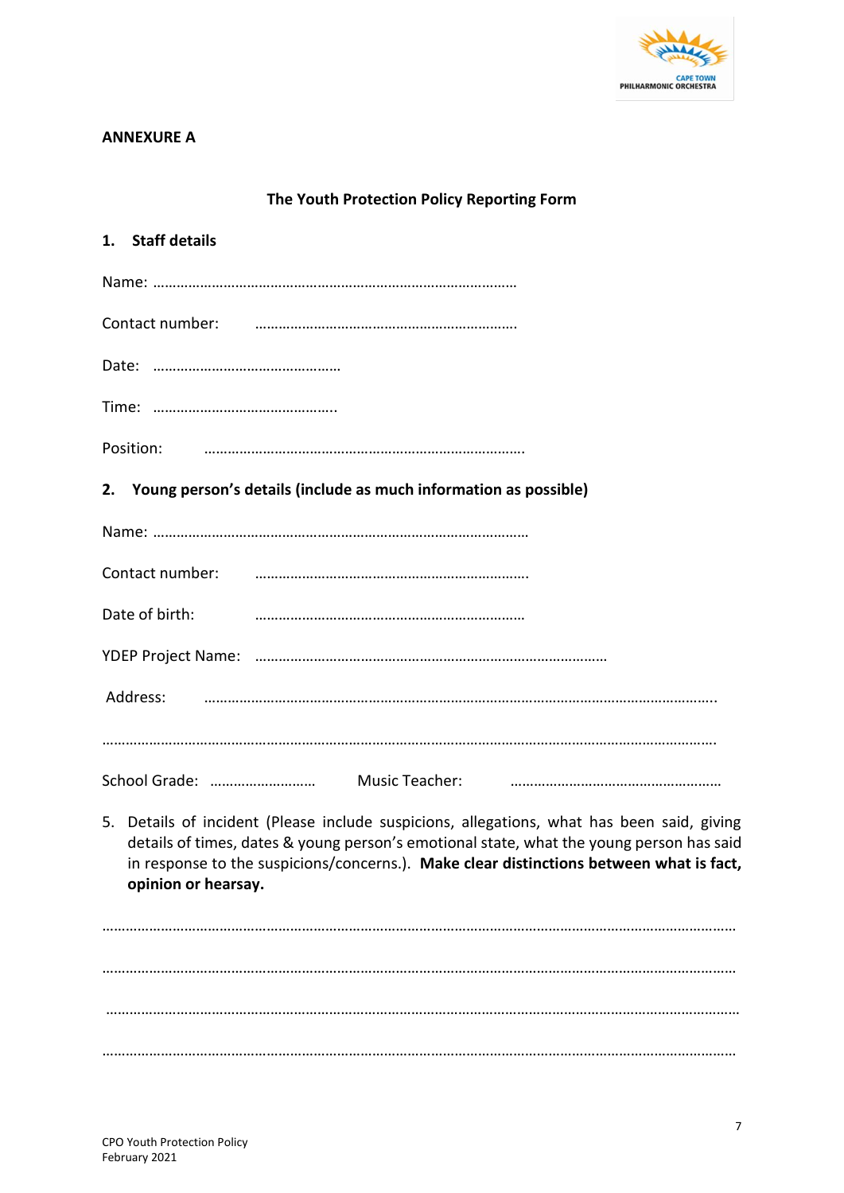**ANNEXURE A**

**The Youth Protection Policy Reporting Form**

**1. Staff details**

Name: …………………………………………………………………………………

Contact number: …………………………………………………………

Date: …………………………………………

Time: ………………………………………..

Position: ……………………………………………………………………….

**2. Young person's details (include as much information as possible)**

Name: …………………………………………………………………………………

Contact number: …………………………………………………………….

Date of birth: ……………………………………………………………

YDEP Project Name: ………………………………………………………………………………

Address: ……………………………………………………………………………………………………………..

……………………………………………………………………………………………………………………………….

School Grade: ……………………… Music Teacher: ………………………………………………

5. Details of incident (Please include suspicions, allegations, what has been said, giving details of times, dates & young person's emotional state, what the young person has said in response to the suspicions/concerns.). **Make clear distinctions between what is fact, opinion or hearsay.**

………………………………………………………………………………………………………………………………

………………………………………………………………………………………………………………………………

………………………………………………………………………………………………………………………………

………………………………………………………………………………………………………………………………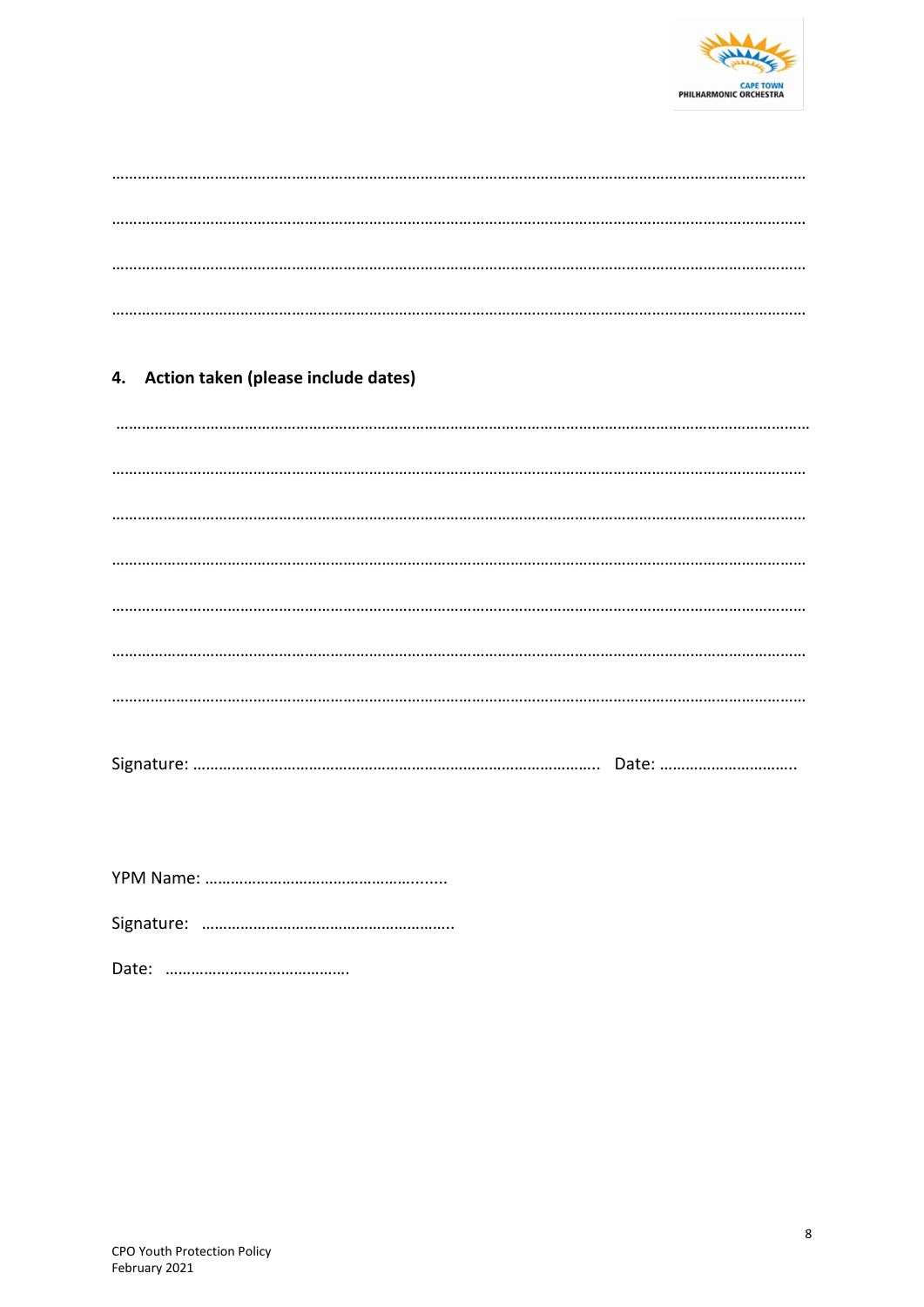……………………………………………………………………………………………………………………………………………

……………………………………………………………………………………………………………………………………………

……………………………………………………………………………………………………………………………………………

……………………………………………………………………………………………………………………………………………

## 4. Action taken (please include dates)

……………………………………………………………………………………………………………………………………………

……………………………………………………………………………………………………………………………………………

……………………………………………………………………………………………………………………………………………

……………………………………………………………………………………………………………………………………………

……………………………………………………………………………………………………………………………………………

……………………………………………………………………………………………………………………………………………

……………………………………………………………………………………………………………………………………………

Signature: ………………………………………………………………………………… Date: …………………………..

YPM Name: …………………………………………......

Signature: ……………………………………………….....

Date: ……………………………………..